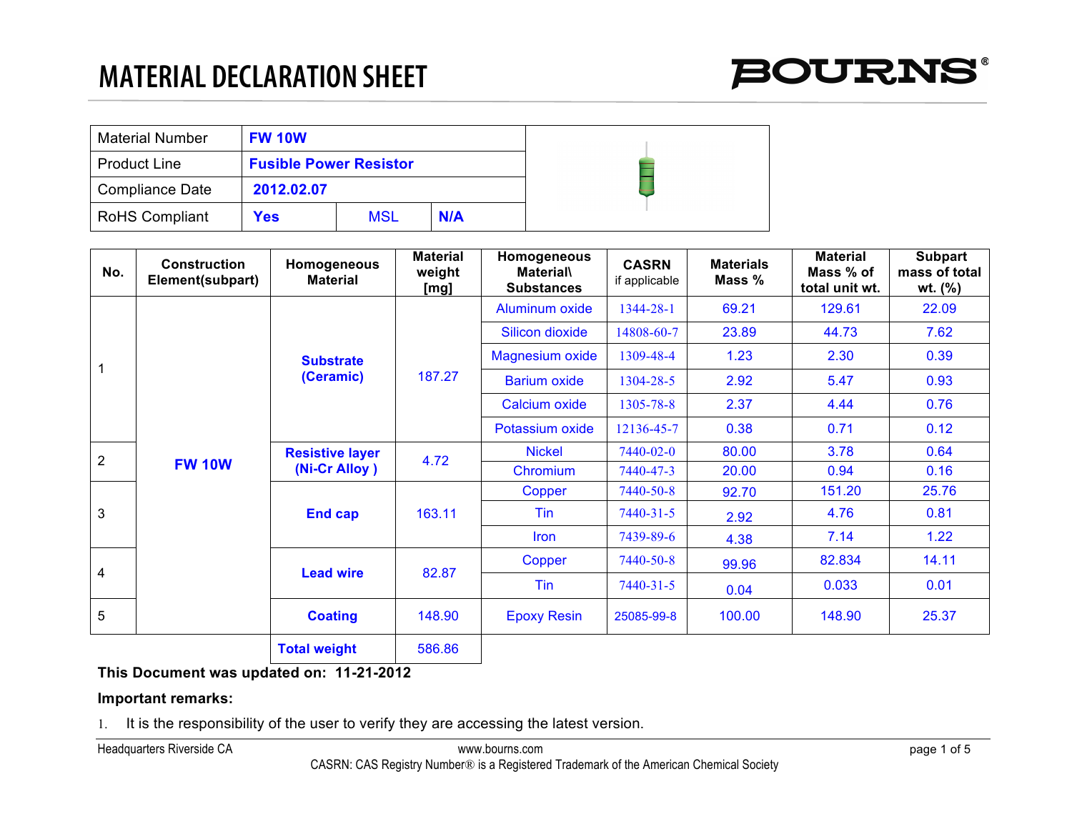# MATERIAL DECLARATION SHEET

BOURNS®

| Material Number | FW 10W | |
|---|---|---|
| Product Line | Fusible Power Resistor | |
| Compliance Date | 2012.02.07 | |
| RoHS Compliant | Yes | MSL | N/A |

| No. | Construction Element(subpart) | Homogeneous Material | Material weight [mg] | Homogeneous Material\ Substances | CASRN if applicable | Materials Mass % | Material Mass % of total unit wt. | Subpart mass of total wt. (%) |
|---|---|---|---|---|---|---|---|---|
| 1 | FW 10W | Substrate (Ceramic) | 187.27 | Aluminum oxide | 1344-28-1 | 69.21 | 129.61 | 22.09 |
| | | | | Silicon dioxide | 14808-60-7 | 23.89 | 44.73 | 7.62 |
| | | | | Magnesium oxide | 1309-48-4 | 1.23 | 2.30 | 0.39 |
| | | | | Barium oxide | 1304-28-5 | 2.92 | 5.47 | 0.93 |
| | | | | Calcium oxide | 1305-78-8 | 2.37 | 4.44 | 0.76 |
| | | | | Potassium oxide | 12136-45-7 | 0.38 | 0.71 | 0.12 |
| 2 | | Resistive layer (Ni-Cr Alloy ) | 4.72 | Nickel | 7440-02-0 | 80.00 | 3.78 | 0.64 |
| | | | | Chromium | 7440-47-3 | 20.00 | 0.94 | 0.16 |
| 3 | | End cap | 163.11 | Copper | 7440-50-8 | 92.70 | 151.20 | 25.76 |
| | | | | Tin | 7440-31-5 | 2.92 | 4.76 | 0.81 |
| | | | | Iron | 7439-89-6 | 4.38 | 7.14 | 1.22 |
| 4 | | Lead wire | 82.87 | Copper | 7440-50-8 | 99.96 | 82.834 | 14.11 |
| | | | | Tin | 7440-31-5 | 0.04 | 0.033 | 0.01 |
| 5 | | Coating | 148.90 | Epoxy Resin | 25085-99-8 | 100.00 | 148.90 | 25.37 |
| | | Total weight | 586.86 | | | | | |

**This Document was updated on: 11-21-2012**

**Important remarks:**

1. It is the responsibility of the user to verify they are accessing the latest version.

Headquarters Riverside CA    www.bourns.com

CASRN: CAS Registry Number® is a Registered Trademark of the American Chemical Society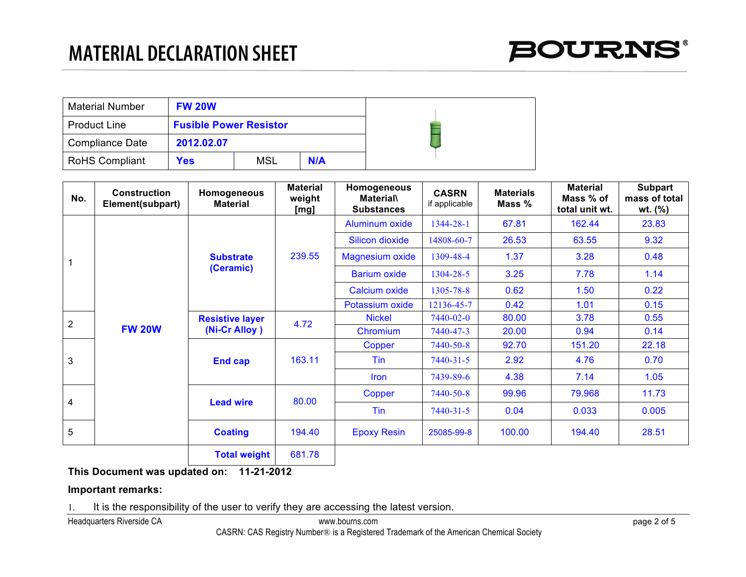# MATERIAL DECLARATION SHEET

BOURNS®

| Material Number | FW 20W | | |
|---|---|---|---|
| Product Line | Fusible Power Resistor | | |
| Compliance Date | 2012.02.07 | | |
| RoHS Compliant | Yes | MSL | N/A |

| No. | Construction Element(subpart) | Homogeneous Material | Material weight [mg] | Homogeneous Material\ Substances | CASRN if applicable | Materials Mass % | Material Mass % of total unit wt. | Subpart mass of total wt. (%) |
|---|---|---|---|---|---|---|---|---|
| 1 | FW 20W | Substrate (Ceramic) | 239.55 | Aluminum oxide | 1344-28-1 | 67.81 | 162.44 | 23.83 |
| | | | | Silicon dioxide | 14808-60-7 | 26.53 | 63.55 | 9.32 |
| | | | | Magnesium oxide | 1309-48-4 | 1.37 | 3.28 | 0.48 |
| | | | | Barium oxide | 1304-28-5 | 3.25 | 7.78 | 1.14 |
| | | | | Calcium oxide | 1305-78-8 | 0.62 | 1.50 | 0.22 |
| | | | | Potassium oxide | 12136-45-7 | 0.42 | 1.01 | 0.15 |
| 2 | | Resistive layer (Ni-Cr Alloy ) | 4.72 | Nickel | 7440-02-0 | 80.00 | 3.78 | 0.55 |
| | | | | Chromium | 7440-47-3 | 20.00 | 0.94 | 0.14 |
| 3 | | End cap | 163.11 | Copper | 7440-50-8 | 92.70 | 151.20 | 22.18 |
| | | | | Tin | 7440-31-5 | 2.92 | 4.76 | 0.70 |
| | | | | Iron | 7439-89-6 | 4.38 | 7.14 | 1.05 |
| 4 | | Lead wire | 80.00 | Copper | 7440-50-8 | 99.96 | 79.968 | 11.73 |
| | | | | Tin | 7440-31-5 | 0.04 | 0.033 | 0.005 |
| 5 | | Coating | 194.40 | Epoxy Resin | 25085-99-8 | 100.00 | 194.40 | 28.51 |
| | | Total weight | 681.78 | | | | | |

**This Document was updated on: 11-21-2012**

**Important remarks:**

1. It is the responsibility of the user to verify they are accessing the latest version.

Headquarters Riverside CA    www.bourns.com

CASRN: CAS Registry Number® is a Registered Trademark of the American Chemical Society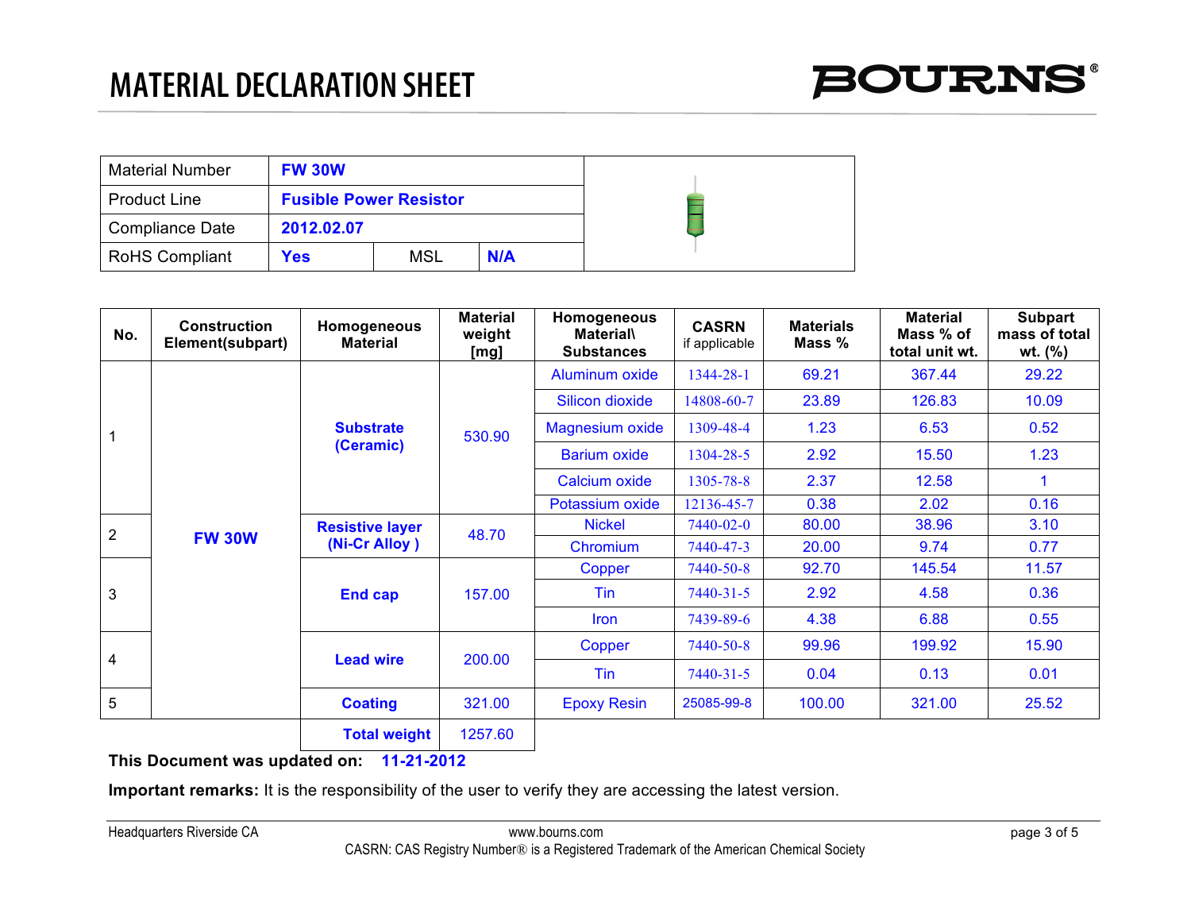# MATERIAL DECLARATION SHEET

| Material Number | FW 30W | | |
|---|---|---|---|
| Product Line | Fusible Power Resistor | | |
| Compliance Date | 2012.02.07 | | |
| RoHS Compliant | Yes | MSL | N/A |

| No. | Construction Element(subpart) | Homogeneous Material | Material weight [mg] | Homogeneous Material\ Substances | CASRN if applicable | Materials Mass % | Material Mass % of total unit wt. | Subpart mass of total wt. (%) |
|---|---|---|---|---|---|---|---|---|
| 1 | FW 30W | Substrate (Ceramic) | 530.90 | Aluminum oxide | 1344-28-1 | 69.21 | 367.44 | 29.22 |
| | | | | Silicon dioxide | 14808-60-7 | 23.89 | 126.83 | 10.09 |
| | | | | Magnesium oxide | 1309-48-4 | 1.23 | 6.53 | 0.52 |
| | | | | Barium oxide | 1304-28-5 | 2.92 | 15.50 | 1.23 |
| | | | | Calcium oxide | 1305-78-8 | 2.37 | 12.58 | 1 |
| | | | | Potassium oxide | 12136-45-7 | 0.38 | 2.02 | 0.16 |
| 2 | | Resistive layer (Ni-Cr Alloy ) | 48.70 | Nickel | 7440-02-0 | 80.00 | 38.96 | 3.10 |
| | | | | Chromium | 7440-47-3 | 20.00 | 9.74 | 0.77 |
| 3 | | End cap | 157.00 | Copper | 7440-50-8 | 92.70 | 145.54 | 11.57 |
| | | | | Tin | 7440-31-5 | 2.92 | 4.58 | 0.36 |
| | | | | Iron | 7439-89-6 | 4.38 | 6.88 | 0.55 |
| 4 | | Lead wire | 200.00 | Copper | 7440-50-8 | 99.96 | 199.92 | 15.90 |
| | | | | Tin | 7440-31-5 | 0.04 | 0.13 | 0.01 |
| 5 | | Coating | 321.00 | Epoxy Resin | 25085-99-8 | 100.00 | 321.00 | 25.52 |
| | | Total weight | 1257.60 | | | | | |

**This Document was updated on:** **11-21-2012**

**Important remarks:** It is the responsibility of the user to verify they are accessing the latest version.

Headquarters Riverside CA    www.bourns.com

CASRN: CAS Registry Number® is a Registered Trademark of the American Chemical Society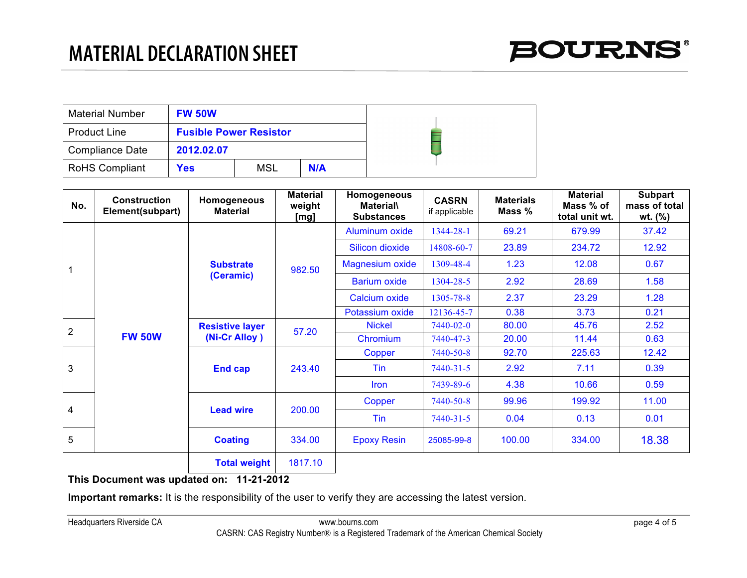# MATERIAL DECLARATION SHEET

| Material Number | FW 50W | | |
|---|---|---|---|
| Product Line | Fusible Power Resistor | | |
| Compliance Date | 2012.02.07 | | |
| RoHS Compliant | Yes | MSL | N/A |

| No. | Construction Element(subpart) | Homogeneous Material | Material weight [mg] | Homogeneous Material\ Substances | CASRN if applicable | Materials Mass % | Material Mass % of total unit wt. | Subpart mass of total wt. (%) |
|---|---|---|---|---|---|---|---|---|
| 1 | FW 50W | Substrate (Ceramic) | 982.50 | Aluminum oxide | 1344-28-1 | 69.21 | 679.99 | 37.42 |
| | | | | Silicon dioxide | 14808-60-7 | 23.89 | 234.72 | 12.92 |
| | | | | Magnesium oxide | 1309-48-4 | 1.23 | 12.08 | 0.67 |
| | | | | Barium oxide | 1304-28-5 | 2.92 | 28.69 | 1.58 |
| | | | | Calcium oxide | 1305-78-8 | 2.37 | 23.29 | 1.28 |
| | | | | Potassium oxide | 12136-45-7 | 0.38 | 3.73 | 0.21 |
| 2 | | Resistive layer (Ni-Cr Alloy ) | 57.20 | Nickel | 7440-02-0 | 80.00 | 45.76 | 2.52 |
| | | | | Chromium | 7440-47-3 | 20.00 | 11.44 | 0.63 |
| 3 | | End cap | 243.40 | Copper | 7440-50-8 | 92.70 | 225.63 | 12.42 |
| | | | | Tin | 7440-31-5 | 2.92 | 7.11 | 0.39 |
| | | | | Iron | 7439-89-6 | 4.38 | 10.66 | 0.59 |
| 4 | | Lead wire | 200.00 | Copper | 7440-50-8 | 99.96 | 199.92 | 11.00 |
| | | | | Tin | 7440-31-5 | 0.04 | 0.13 | 0.01 |
| 5 | | Coating | 334.00 | Epoxy Resin | 25085-99-8 | 100.00 | 334.00 | 18.38 |
| | | Total weight | 1817.10 | | | | | |

**This Document was updated on: 11-21-2012**

**Important remarks:** It is the responsibility of the user to verify they are accessing the latest version.

Headquarters Riverside CA | www.bourns.com

CASRN: CAS Registry Number® is a Registered Trademark of the American Chemical Society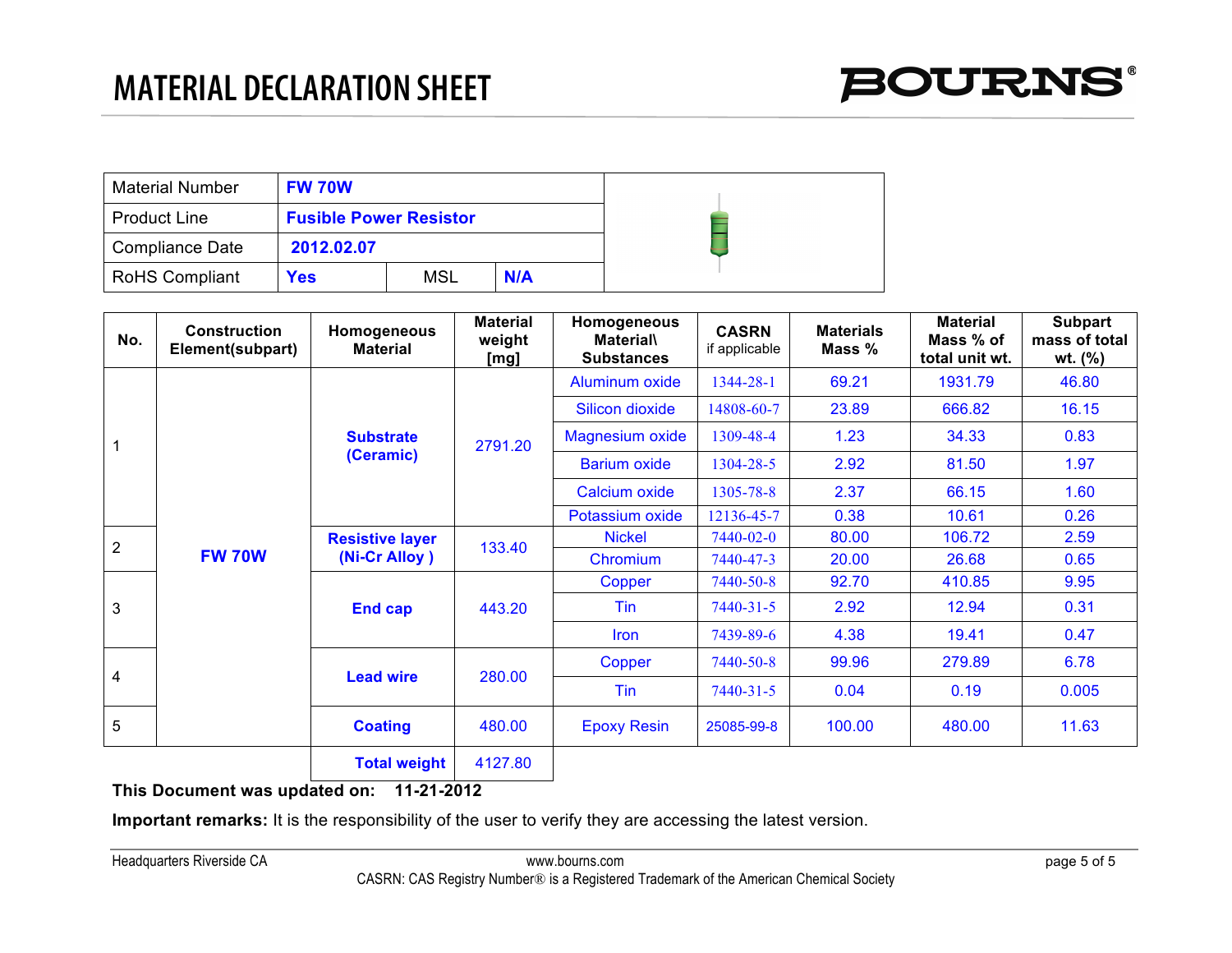# MATERIAL DECLARATION SHEET

| | | | |
|---|---|---|---|
| Material Number | **FW 70W** | | |
| Product Line | **Fusible Power Resistor** | | |
| Compliance Date | **2012.02.07** | | |
| RoHS Compliant | **Yes** | MSL | **N/A** |

| No. | Construction Element(subpart) | Homogeneous Material | Material weight [mg] | Homogeneous Material\ Substances | CASRN if applicable | Materials Mass % | Material Mass % of total unit wt. | Subpart mass of total wt. (%) |
|---|---|---|---|---|---|---|---|---|
| 1 | FW 70W | Substrate (Ceramic) | 2791.20 | Aluminum oxide | 1344-28-1 | 69.21 | 1931.79 | 46.80 |
| | | | | Silicon dioxide | 14808-60-7 | 23.89 | 666.82 | 16.15 |
| | | | | Magnesium oxide | 1309-48-4 | 1.23 | 34.33 | 0.83 |
| | | | | Barium oxide | 1304-28-5 | 2.92 | 81.50 | 1.97 |
| | | | | Calcium oxide | 1305-78-8 | 2.37 | 66.15 | 1.60 |
| | | | | Potassium oxide | 12136-45-7 | 0.38 | 10.61 | 0.26 |
| 2 | | Resistive layer (Ni-Cr Alloy ) | 133.40 | Nickel | 7440-02-0 | 80.00 | 106.72 | 2.59 |
| | | | | Chromium | 7440-47-3 | 20.00 | 26.68 | 0.65 |
| 3 | | End cap | 443.20 | Copper | 7440-50-8 | 92.70 | 410.85 | 9.95 |
| | | | | Tin | 7440-31-5 | 2.92 | 12.94 | 0.31 |
| | | | | Iron | 7439-89-6 | 4.38 | 19.41 | 0.47 |
| 4 | | Lead wire | 280.00 | Copper | 7440-50-8 | 99.96 | 279.89 | 6.78 |
| | | | | Tin | 7440-31-5 | 0.04 | 0.19 | 0.005 |
| 5 | | Coating | 480.00 | Epoxy Resin | 25085-99-8 | 100.00 | 480.00 | 11.63 |
| | | **Total weight** | 4127.80 | | | | | |

**This Document was updated on: 11-21-2012**

**Important remarks:** It is the responsibility of the user to verify they are accessing the latest version.

Headquarters Riverside CA www.bourns.com

CASRN: CAS Registry Number® is a Registered Trademark of the American Chemical Society